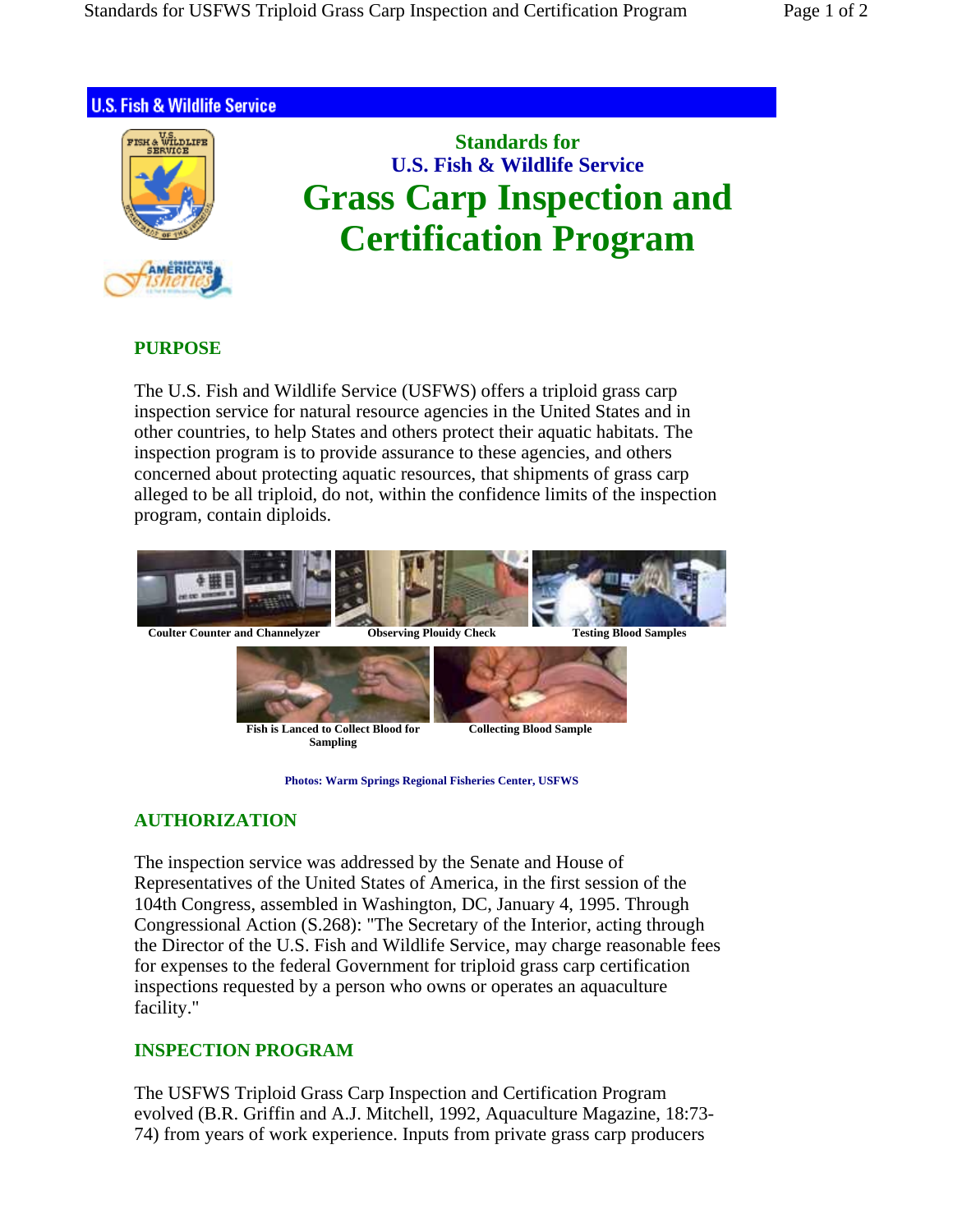U.S. Fish & Wildlife Service

# Standards for U.S. Fish & Wildlife Service Grass Carp Inspection and Certification Program

## PURPOSE

The U.S. Fish and Wildlife Service (USFWS) offers a triploid grass carp inspection service for natural resource agencies in the United States and in other countries, to help States and others protect their aquatic habitats. The inspection program is to provide assurance to these agencies, and others concerned about protecting aquatic resources, that shipments of grass carp alleged to be all triploid, do not, within the confidence limits of the inspection program, contain diploids.

Coulter Counter and Channelyzer

Observing Plouidy Check

Testing Blood Samples

Fish is Lanced to Collect Blood for Sampling

Collecting Blood Sample

Photos: Warm Springs Regional Fisheries Center, USFWS

## AUTHORIZATION

The inspection service was addressed by the Senate and House of Representatives of the United States of America, in the first session of the 104th Congress, assembled in Washington, DC, January 4, 1995. Through Congressional Action (S.268): "The Secretary of the Interior, acting through the Director of the U.S. Fish and Wildlife Service, may charge reasonable fees for expenses to the federal Government for triploid grass carp certification inspections requested by a person who owns or operates an aquaculture facility."

## INSPECTION PROGRAM

The USFWS Triploid Grass Carp Inspection and Certification Program evolved (B.R. Griffin and A.J. Mitchell, 1992, Aquaculture Magazine, 18:73-74) from years of work experience. Inputs from private grass carp producers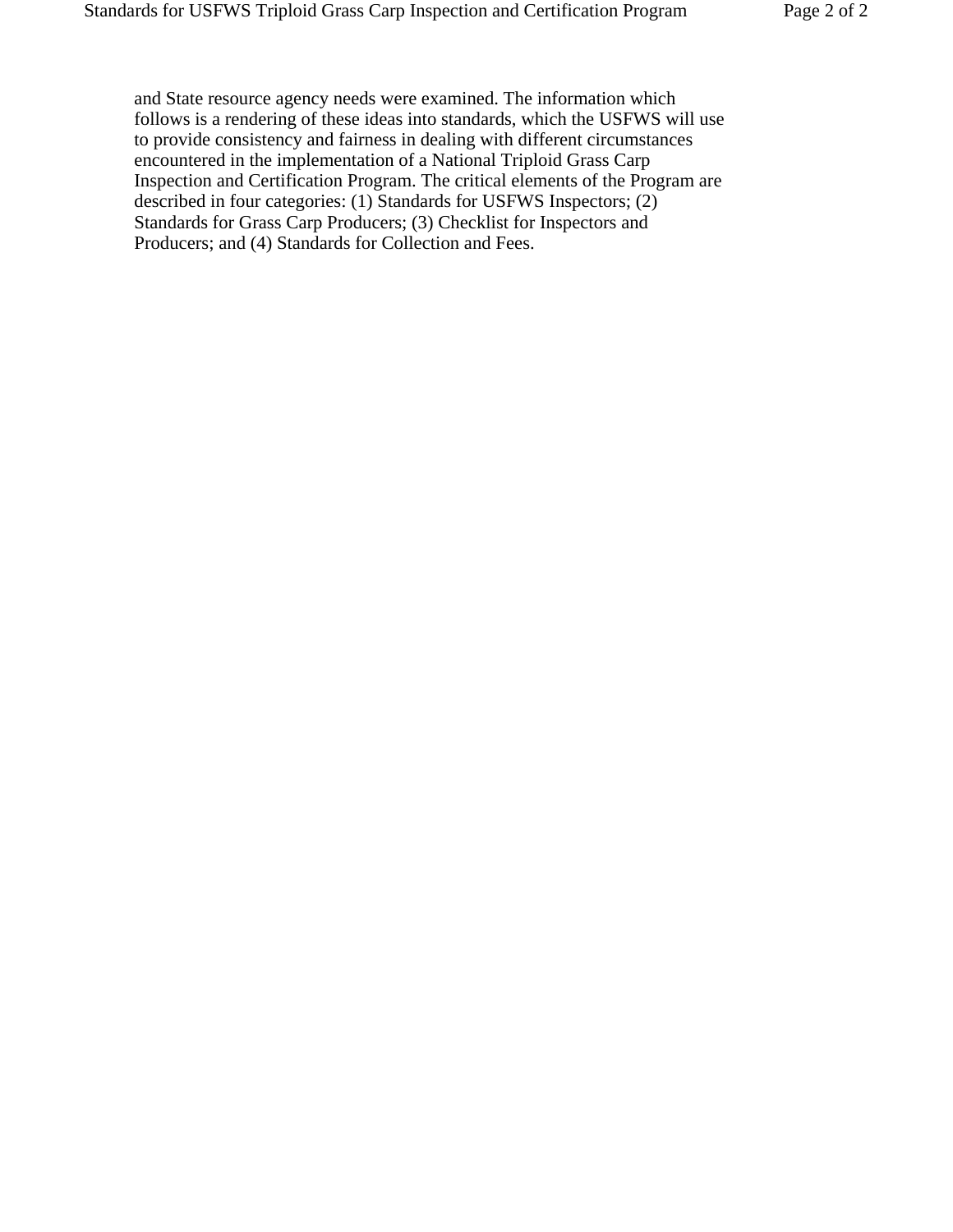and State resource agency needs were examined. The information which follows is a rendering of these ideas into standards, which the USFWS will use to provide consistency and fairness in dealing with different circumstances encountered in the implementation of a National Triploid Grass Carp Inspection and Certification Program. The critical elements of the Program are described in four categories: (1) Standards for USFWS Inspectors; (2) Standards for Grass Carp Producers; (3) Checklist for Inspectors and Producers; and (4) Standards for Collection and Fees.